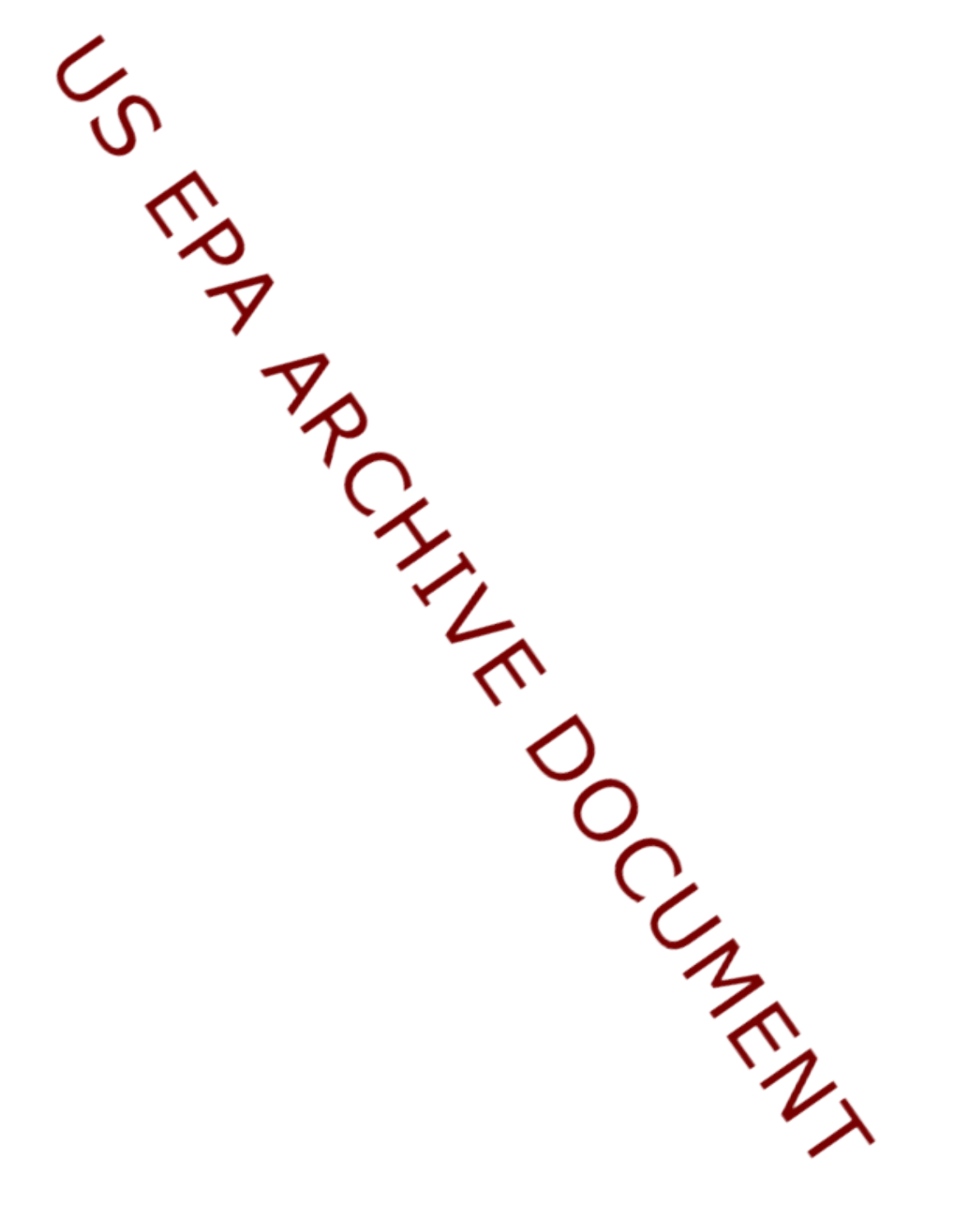US EPA ARCHIVE DOCUMENT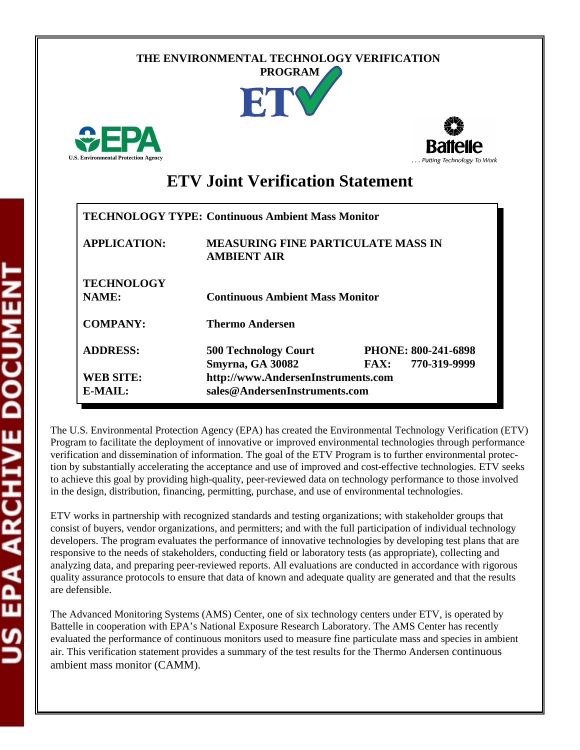THE ENVIRONMENTAL TECHNOLOGY VERIFICATION PROGRAM

ETV

U.S. Environmental Protection Agency

Battelle
. . . Putting Technology To Work

# ETV Joint Verification Statement

| | |
|---|---|
| **TECHNOLOGY TYPE:** | **Continuous Ambient Mass Monitor** |
| **APPLICATION:** | **MEASURING FINE PARTICULATE MASS IN AMBIENT AIR** |
| **TECHNOLOGY NAME:** | **Continuous Ambient Mass Monitor** |
| **COMPANY:** | **Thermo Andersen** |
| **ADDRESS:** | **500 Technology Court, Smyrna, GA 30082** |
| **PHONE:** | **800-241-6898** |
| **FAX:** | **770-319-9999** |
| **WEB SITE:** | **http://www.AndersenInstruments.com** |
| **E-MAIL:** | **sales@AndersenInstruments.com** |

The U.S. Environmental Protection Agency (EPA) has created the Environmental Technology Verification (ETV) Program to facilitate the deployment of innovative or improved environmental technologies through performance verification and dissemination of information. The goal of the ETV Program is to further environmental protection by substantially accelerating the acceptance and use of improved and cost-effective technologies. ETV seeks to achieve this goal by providing high-quality, peer-reviewed data on technology performance to those involved in the design, distribution, financing, permitting, purchase, and use of environmental technologies.

ETV works in partnership with recognized standards and testing organizations; with stakeholder groups that consist of buyers, vendor organizations, and permitters; and with the full participation of individual technology developers. The program evaluates the performance of innovative technologies by developing test plans that are responsive to the needs of stakeholders, conducting field or laboratory tests (as appropriate), collecting and analyzing data, and preparing peer-reviewed reports. All evaluations are conducted in accordance with rigorous quality assurance protocols to ensure that data of known and adequate quality are generated and that the results are defensible.

The Advanced Monitoring Systems (AMS) Center, one of six technology centers under ETV, is operated by Battelle in cooperation with EPA's National Exposure Research Laboratory. The AMS Center has recently evaluated the performance of continuous monitors used to measure fine particulate mass and species in ambient air. This verification statement provides a summary of the test results for the Thermo Andersen continuous ambient mass monitor (CAMM).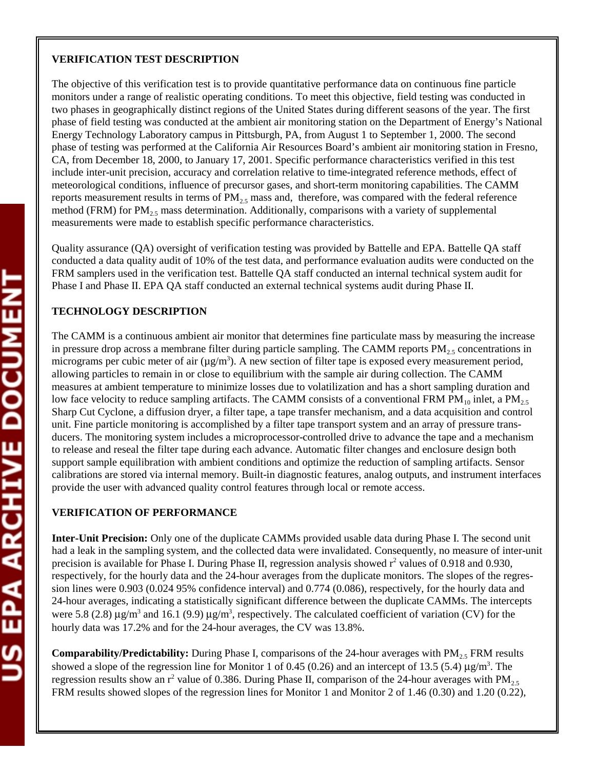**VERIFICATION TEST DESCRIPTION**

The objective of this verification test is to provide quantitative performance data on continuous fine particle monitors under a range of realistic operating conditions. To meet this objective, field testing was conducted in two phases in geographically distinct regions of the United States during different seasons of the year. The first phase of field testing was conducted at the ambient air monitoring station on the Department of Energy's National Energy Technology Laboratory campus in Pittsburgh, PA, from August 1 to September 1, 2000. The second phase of testing was performed at the California Air Resources Board's ambient air monitoring station in Fresno, CA, from December 18, 2000, to January 17, 2001. Specific performance characteristics verified in this test include inter-unit precision, accuracy and correlation relative to time-integrated reference methods, effect of meteorological conditions, influence of precursor gases, and short-term monitoring capabilities. The CAMM reports measurement results in terms of $PM_{2.5}$ mass and, therefore, was compared with the federal reference method (FRM) for $PM_{2.5}$ mass determination. Additionally, comparisons with a variety of supplemental measurements were made to establish specific performance characteristics.

Quality assurance (QA) oversight of verification testing was provided by Battelle and EPA. Battelle QA staff conducted a data quality audit of 10% of the test data, and performance evaluation audits were conducted on the FRM samplers used in the verification test. Battelle QA staff conducted an internal technical system audit for Phase I and Phase II. EPA QA staff conducted an external technical systems audit during Phase II.

**TECHNOLOGY DESCRIPTION**

The CAMM is a continuous ambient air monitor that determines fine particulate mass by measuring the increase in pressure drop across a membrane filter during particle sampling. The CAMM reports $PM_{2.5}$ concentrations in micrograms per cubic meter of air ($\mu g/m^3$). A new section of filter tape is exposed every measurement period, allowing particles to remain in or close to equilibrium with the sample air during collection. The CAMM measures at ambient temperature to minimize losses due to volatilization and has a short sampling duration and low face velocity to reduce sampling artifacts. The CAMM consists of a conventional FRM $PM_{10}$ inlet, a $PM_{2.5}$ Sharp Cut Cyclone, a diffusion dryer, a filter tape, a tape transfer mechanism, and a data acquisition and control unit. Fine particle monitoring is accomplished by a filter tape transport system and an array of pressure transducers. The monitoring system includes a microprocessor-controlled drive to advance the tape and a mechanism to release and reseal the filter tape during each advance. Automatic filter changes and enclosure design both support sample equilibration with ambient conditions and optimize the reduction of sampling artifacts. Sensor calibrations are stored via internal memory. Built-in diagnostic features, analog outputs, and instrument interfaces provide the user with advanced quality control features through local or remote access.

**VERIFICATION OF PERFORMANCE**

**Inter-Unit Precision:** Only one of the duplicate CAMMs provided usable data during Phase I. The second unit had a leak in the sampling system, and the collected data were invalidated. Consequently, no measure of inter-unit precision is available for Phase I. During Phase II, regression analysis showed $r^2$ values of 0.918 and 0.930, respectively, for the hourly data and the 24-hour averages from the duplicate monitors. The slopes of the regression lines were 0.903 (0.024 95% confidence interval) and 0.774 (0.086), respectively, for the hourly data and 24-hour averages, indicating a statistically significant difference between the duplicate CAMMs. The intercepts were 5.8 (2.8) $\mu g/m^3$ and 16.1 (9.9) $\mu g/m^3$, respectively. The calculated coefficient of variation (CV) for the hourly data was 17.2% and for the 24-hour averages, the CV was 13.8%.

**Comparability/Predictability:** During Phase I, comparisons of the 24-hour averages with $PM_{2.5}$ FRM results showed a slope of the regression line for Monitor 1 of 0.45 (0.26) and an intercept of 13.5 (5.4) $\mu g/m^3$. The regression results show an $r^2$ value of 0.386. During Phase II, comparison of the 24-hour averages with $PM_{2.5}$ FRM results showed slopes of the regression lines for Monitor 1 and Monitor 2 of 1.46 (0.30) and 1.20 (0.22),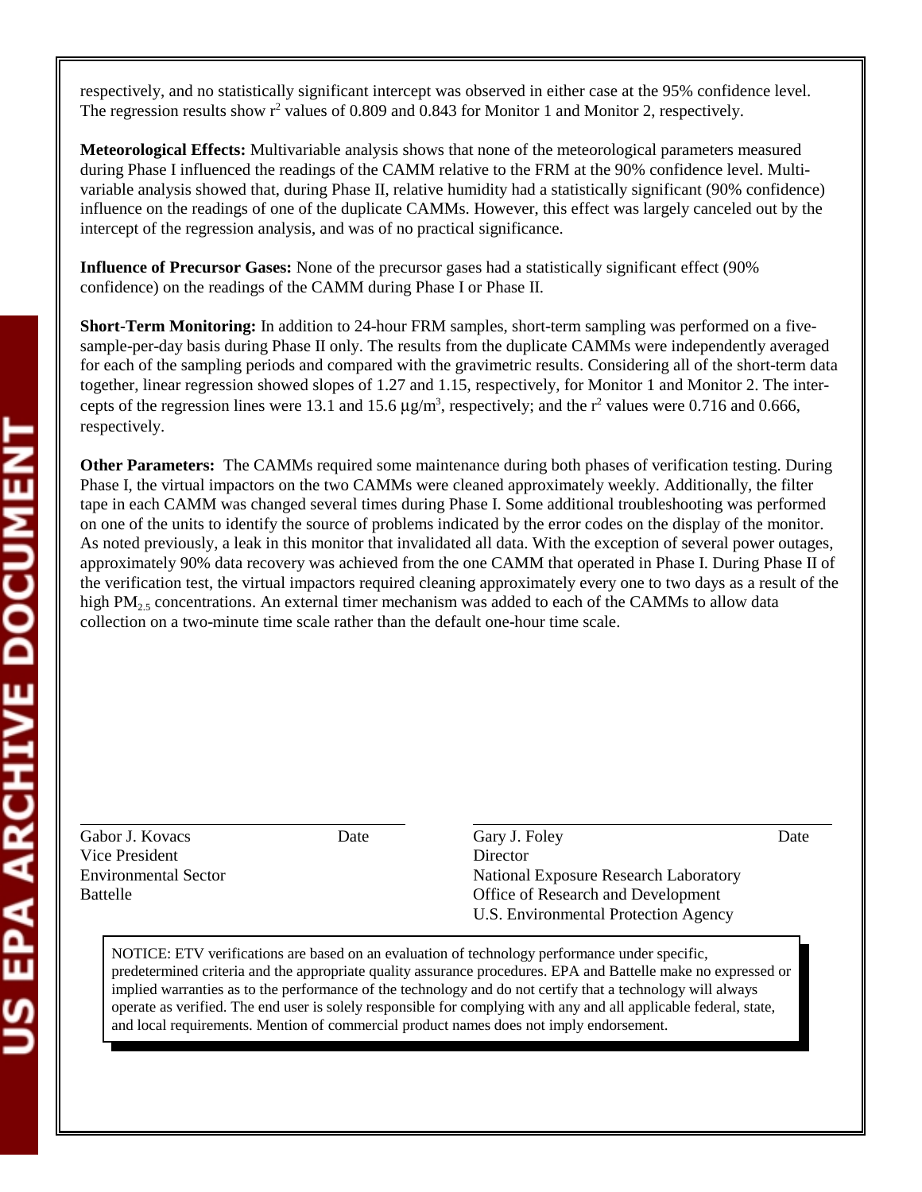respectively, and no statistically significant intercept was observed in either case at the 95% confidence level. The regression results show $r^2$ values of 0.809 and 0.843 for Monitor 1 and Monitor 2, respectively.

**Meteorological Effects:** Multivariable analysis shows that none of the meteorological parameters measured during Phase I influenced the readings of the CAMM relative to the FRM at the 90% confidence level. Multivariable analysis showed that, during Phase II, relative humidity had a statistically significant (90% confidence) influence on the readings of one of the duplicate CAMMs. However, this effect was largely canceled out by the intercept of the regression analysis, and was of no practical significance.

**Influence of Precursor Gases:** None of the precursor gases had a statistically significant effect (90% confidence) on the readings of the CAMM during Phase I or Phase II.

**Short-Term Monitoring:** In addition to 24-hour FRM samples, short-term sampling was performed on a five-sample-per-day basis during Phase II only. The results from the duplicate CAMMs were independently averaged for each of the sampling periods and compared with the gravimetric results. Considering all of the short-term data together, linear regression showed slopes of 1.27 and 1.15, respectively, for Monitor 1 and Monitor 2. The intercepts of the regression lines were 13.1 and 15.6 $\mu g/m^3$, respectively; and the $r^2$ values were 0.716 and 0.666, respectively.

**Other Parameters:** The CAMMs required some maintenance during both phases of verification testing. During Phase I, the virtual impactors on the two CAMMs were cleaned approximately weekly. Additionally, the filter tape in each CAMM was changed several times during Phase I. Some additional troubleshooting was performed on one of the units to identify the source of problems indicated by the error codes on the display of the monitor. As noted previously, a leak in this monitor that invalidated all data. With the exception of several power outages, approximately 90% data recovery was achieved from the one CAMM that operated in Phase I. During Phase II of the verification test, the virtual impactors required cleaning approximately every one to two days as a result of the high $PM_{2.5}$ concentrations. An external timer mechanism was added to each of the CAMMs to allow data collection on a two-minute time scale rather than the default one-hour time scale.

| | | | |
|---|---|---|---|
| Gabor J. Kovacs | Date | Gary J. Foley | Date |
| Vice President | | Director | |
| Environmental Sector | | National Exposure Research Laboratory | |
| Battelle | | Office of Research and Development | |
| | | U.S. Environmental Protection Agency | |

NOTICE: ETV verifications are based on an evaluation of technology performance under specific, predetermined criteria and the appropriate quality assurance procedures. EPA and Battelle make no expressed or implied warranties as to the performance of the technology and do not certify that a technology will always operate as verified. The end user is solely responsible for complying with any and all applicable federal, state, and local requirements. Mention of commercial product names does not imply endorsement.